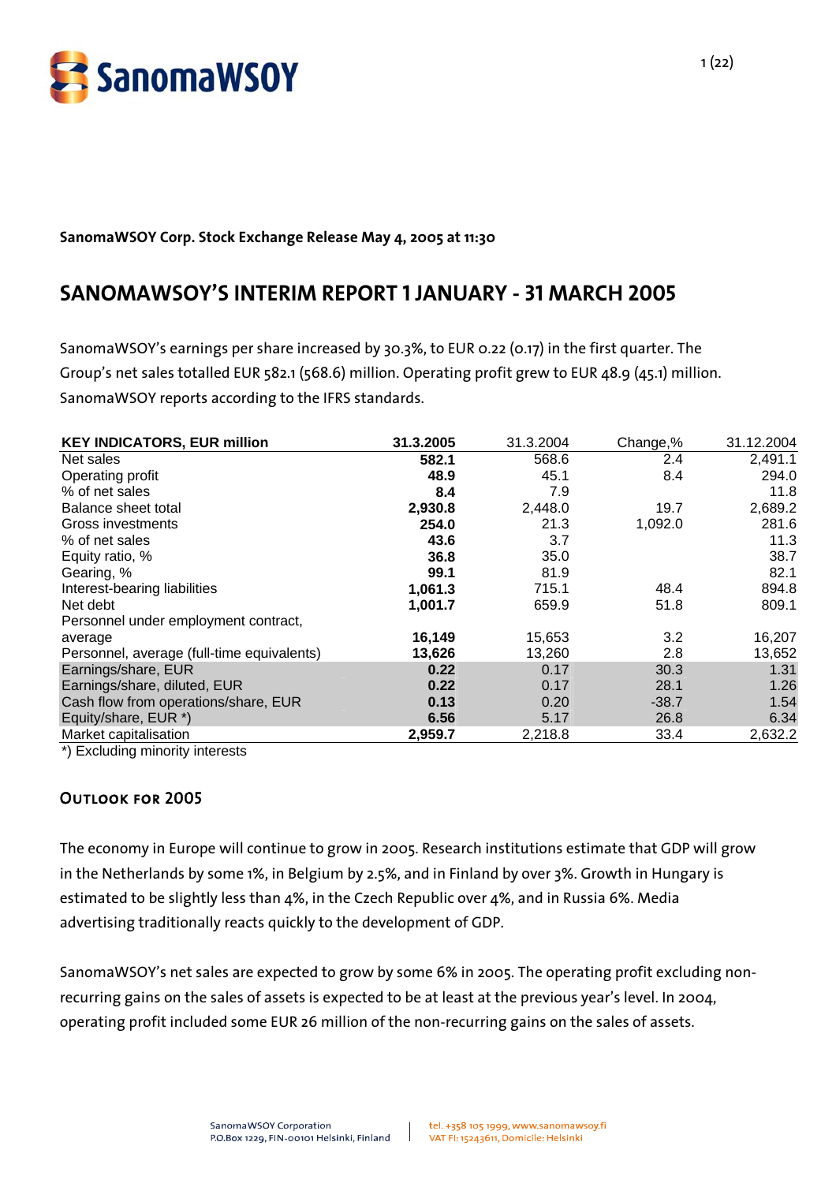**SanomaWSOY Corp. Stock Exchange Release May 4, 2005 at 11:30**

# SANOMAWSOY'S INTERIM REPORT 1 JANUARY - 31 MARCH 2005

SanomaWSOY's earnings per share increased by 30.3%, to EUR 0.22 (0.17) in the first quarter. The Group's net sales totalled EUR 582.1 (568.6) million. Operating profit grew to EUR 48.9 (45.1) million. SanomaWSOY reports according to the IFRS standards.

| KEY INDICATORS, EUR million | 31.3.2005 | 31.3.2004 | Change,% | 31.12.2004 |
|---|---|---|---|---|
| Net sales | **582.1** | 568.6 | 2.4 | 2,491.1 |
| Operating profit | **48.9** | 45.1 | 8.4 | 294.0 |
| % of net sales | **8.4** | 7.9 | | 11.8 |
| Balance sheet total | **2,930.8** | 2,448.0 | 19.7 | 2,689.2 |
| Gross investments | **254.0** | 21.3 | 1,092.0 | 281.6 |
| % of net sales | **43.6** | 3.7 | | 11.3 |
| Equity ratio, % | **36.8** | 35.0 | | 38.7 |
| Gearing, % | **99.1** | 81.9 | | 82.1 |
| Interest-bearing liabilities | **1,061.3** | 715.1 | 48.4 | 894.8 |
| Net debt | **1,001.7** | 659.9 | 51.8 | 809.1 |
| Personnel under employment contract, average | **16,149** | 15,653 | 3.2 | 16,207 |
| Personnel, average (full-time equivalents) | **13,626** | 13,260 | 2.8 | 13,652 |
| Earnings/share, EUR | **0.22** | 0.17 | 30.3 | 1.31 |
| Earnings/share, diluted, EUR | **0.22** | 0.17 | 28.1 | 1.26 |
| Cash flow from operations/share, EUR | **0.13** | 0.20 | -38.7 | 1.54 |
| Equity/share, EUR *) | **6.56** | 5.17 | 26.8 | 6.34 |
| Market capitalisation | **2,959.7** | 2,218.8 | 33.4 | 2,632.2 |

*) Excluding minority interests

## OUTLOOK FOR 2005

The economy in Europe will continue to grow in 2005. Research institutions estimate that GDP will grow in the Netherlands by some 1%, in Belgium by 2.5%, and in Finland by over 3%. Growth in Hungary is estimated to be slightly less than 4%, in the Czech Republic over 4%, and in Russia 6%. Media advertising traditionally reacts quickly to the development of GDP.

SanomaWSOY's net sales are expected to grow by some 6% in 2005. The operating profit excluding non-recurring gains on the sales of assets is expected to be at least at the previous year's level. In 2004, operating profit included some EUR 26 million of the non-recurring gains on the sales of assets.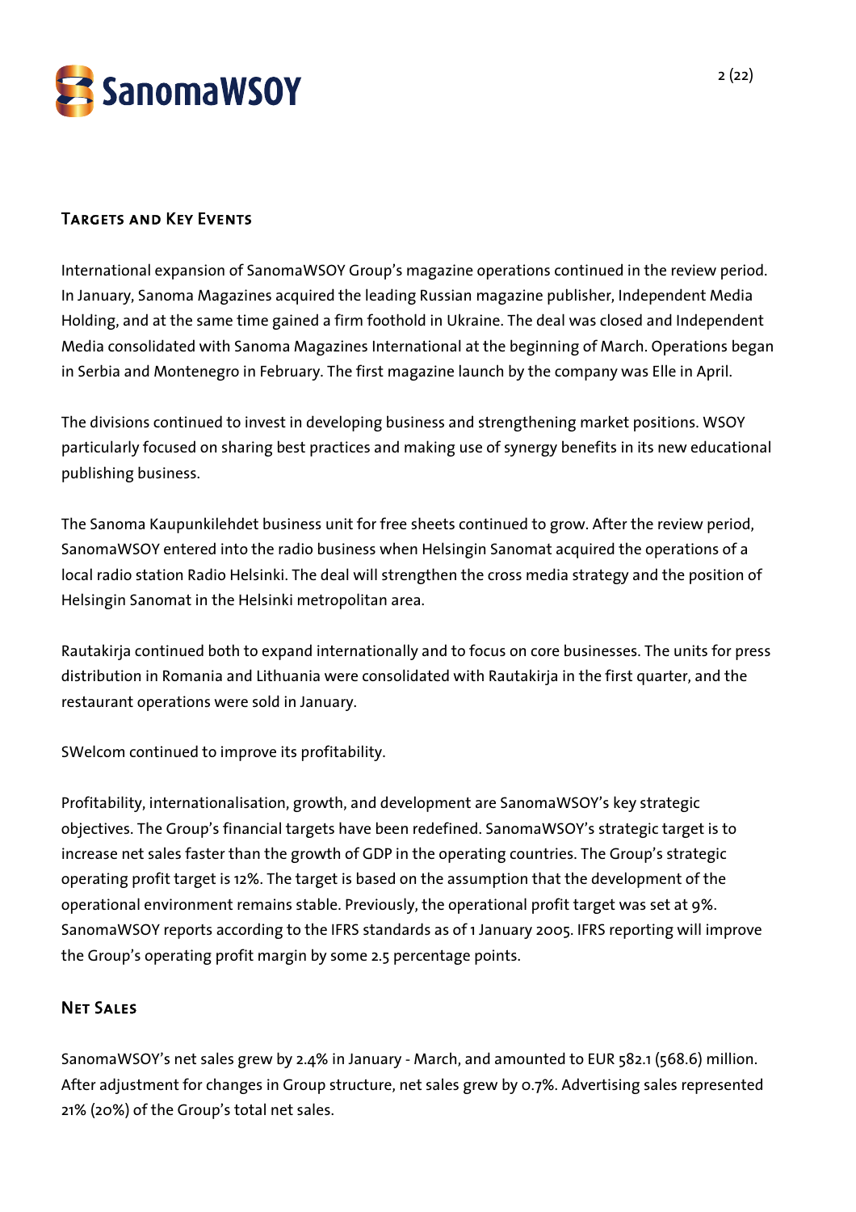## Targets and Key Events

International expansion of SanomaWSOY Group's magazine operations continued in the review period. In January, Sanoma Magazines acquired the leading Russian magazine publisher, Independent Media Holding, and at the same time gained a firm foothold in Ukraine. The deal was closed and Independent Media consolidated with Sanoma Magazines International at the beginning of March. Operations began in Serbia and Montenegro in February. The first magazine launch by the company was Elle in April.

The divisions continued to invest in developing business and strengthening market positions. WSOY particularly focused on sharing best practices and making use of synergy benefits in its new educational publishing business.

The Sanoma Kaupunkilehdet business unit for free sheets continued to grow. After the review period, SanomaWSOY entered into the radio business when Helsingin Sanomat acquired the operations of a local radio station Radio Helsinki. The deal will strengthen the cross media strategy and the position of Helsingin Sanomat in the Helsinki metropolitan area.

Rautakirja continued both to expand internationally and to focus on core businesses. The units for press distribution in Romania and Lithuania were consolidated with Rautakirja in the first quarter, and the restaurant operations were sold in January.

SWelcom continued to improve its profitability.

Profitability, internationalisation, growth, and development are SanomaWSOY's key strategic objectives. The Group's financial targets have been redefined. SanomaWSOY's strategic target is to increase net sales faster than the growth of GDP in the operating countries. The Group's strategic operating profit target is 12%. The target is based on the assumption that the development of the operational environment remains stable. Previously, the operational profit target was set at 9%. SanomaWSOY reports according to the IFRS standards as of 1 January 2005. IFRS reporting will improve the Group's operating profit margin by some 2.5 percentage points.

## Net Sales

SanomaWSOY's net sales grew by 2.4% in January - March, and amounted to EUR 582.1 (568.6) million. After adjustment for changes in Group structure, net sales grew by 0.7%. Advertising sales represented 21% (20%) of the Group's total net sales.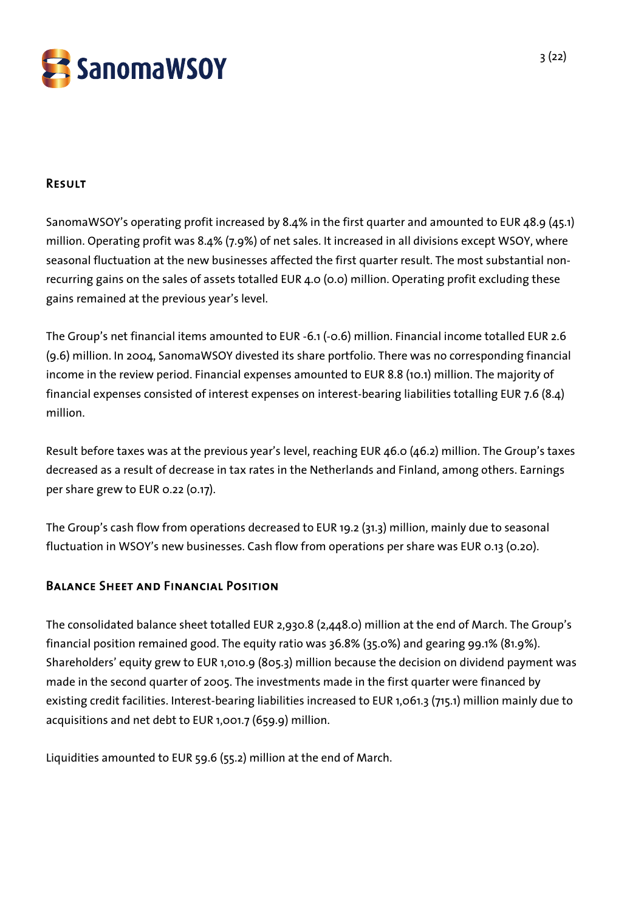## Result

SanomaWSOY's operating profit increased by 8.4% in the first quarter and amounted to EUR 48.9 (45.1) million. Operating profit was 8.4% (7.9%) of net sales. It increased in all divisions except WSOY, where seasonal fluctuation at the new businesses affected the first quarter result. The most substantial non-recurring gains on the sales of assets totalled EUR 4.0 (0.0) million. Operating profit excluding these gains remained at the previous year's level.

The Group's net financial items amounted to EUR -6.1 (-0.6) million. Financial income totalled EUR 2.6 (9.6) million. In 2004, SanomaWSOY divested its share portfolio. There was no corresponding financial income in the review period. Financial expenses amounted to EUR 8.8 (10.1) million. The majority of financial expenses consisted of interest expenses on interest-bearing liabilities totalling EUR 7.6 (8.4) million.

Result before taxes was at the previous year's level, reaching EUR 46.0 (46.2) million. The Group's taxes decreased as a result of decrease in tax rates in the Netherlands and Finland, among others. Earnings per share grew to EUR 0.22 (0.17).

The Group's cash flow from operations decreased to EUR 19.2 (31.3) million, mainly due to seasonal fluctuation in WSOY's new businesses. Cash flow from operations per share was EUR 0.13 (0.20).

## Balance Sheet and Financial Position

The consolidated balance sheet totalled EUR 2,930.8 (2,448.0) million at the end of March. The Group's financial position remained good. The equity ratio was 36.8% (35.0%) and gearing 99.1% (81.9%). Shareholders' equity grew to EUR 1,010.9 (805.3) million because the decision on dividend payment was made in the second quarter of 2005. The investments made in the first quarter were financed by existing credit facilities. Interest-bearing liabilities increased to EUR 1,061.3 (715.1) million mainly due to acquisitions and net debt to EUR 1,001.7 (659.9) million.

Liquidities amounted to EUR 59.6 (55.2) million at the end of March.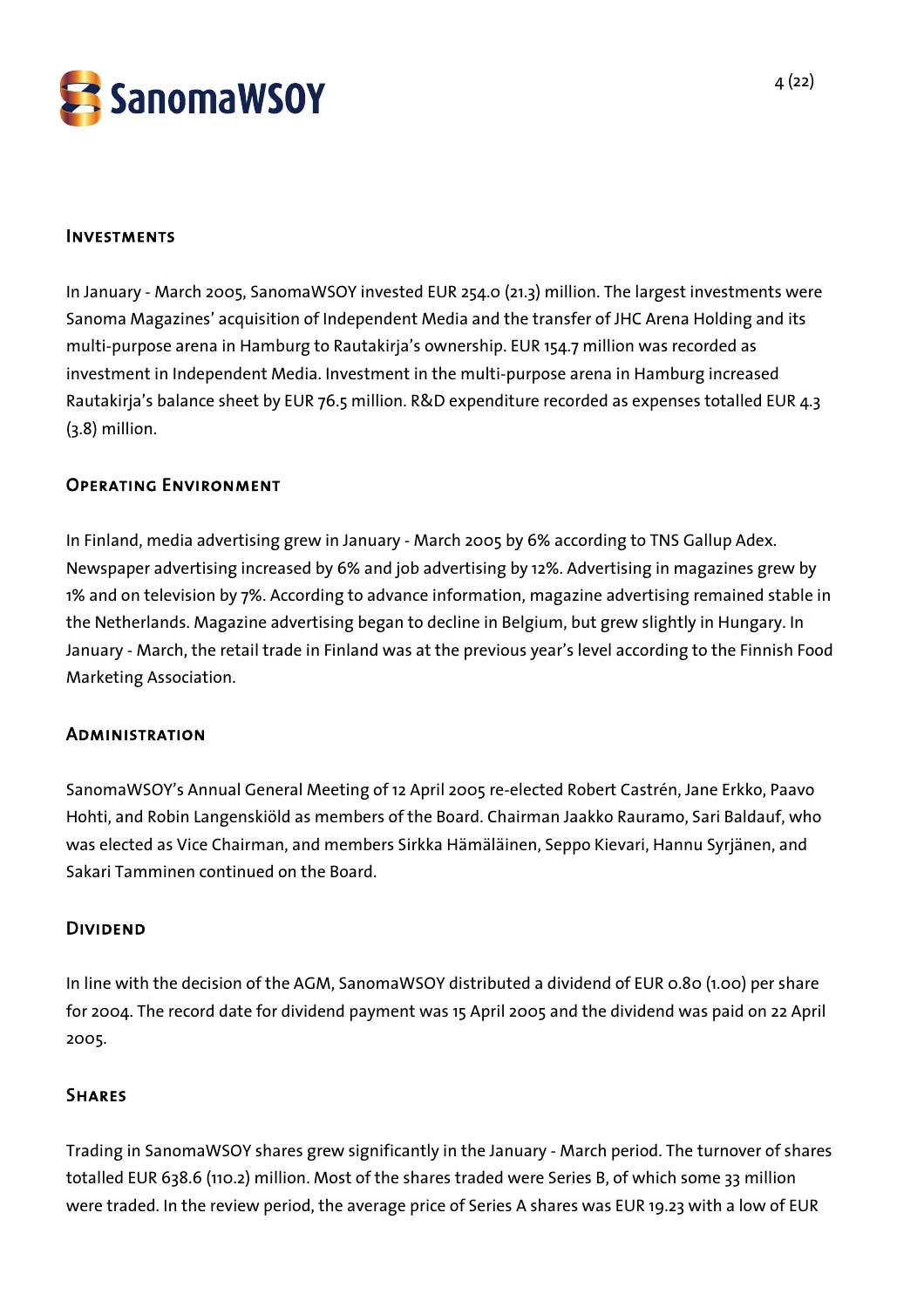## Investments

In January - March 2005, SanomaWSOY invested EUR 254.0 (21.3) million. The largest investments were Sanoma Magazines' acquisition of Independent Media and the transfer of JHC Arena Holding and its multi-purpose arena in Hamburg to Rautakirja's ownership. EUR 154.7 million was recorded as investment in Independent Media. Investment in the multi-purpose arena in Hamburg increased Rautakirja's balance sheet by EUR 76.5 million. R&D expenditure recorded as expenses totalled EUR 4.3 (3.8) million.

## Operating Environment

In Finland, media advertising grew in January - March 2005 by 6% according to TNS Gallup Adex. Newspaper advertising increased by 6% and job advertising by 12%. Advertising in magazines grew by 1% and on television by 7%. According to advance information, magazine advertising remained stable in the Netherlands. Magazine advertising began to decline in Belgium, but grew slightly in Hungary. In January - March, the retail trade in Finland was at the previous year's level according to the Finnish Food Marketing Association.

## Administration

SanomaWSOY's Annual General Meeting of 12 April 2005 re-elected Robert Castrén, Jane Erkko, Paavo Hohti, and Robin Langenskiöld as members of the Board. Chairman Jaakko Rauramo, Sari Baldauf, who was elected as Vice Chairman, and members Sirkka Hämäläinen, Seppo Kievari, Hannu Syrjänen, and Sakari Tamminen continued on the Board.

## Dividend

In line with the decision of the AGM, SanomaWSOY distributed a dividend of EUR 0.80 (1.00) per share for 2004. The record date for dividend payment was 15 April 2005 and the dividend was paid on 22 April 2005.

## Shares

Trading in SanomaWSOY shares grew significantly in the January - March period. The turnover of shares totalled EUR 638.6 (110.2) million. Most of the shares traded were Series B, of which some 33 million were traded. In the review period, the average price of Series A shares was EUR 19.23 with a low of EUR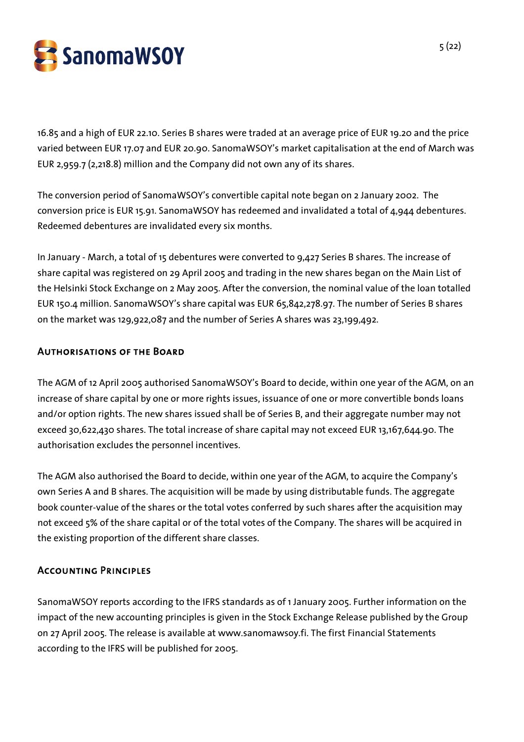16.85 and a high of EUR 22.10. Series B shares were traded at an average price of EUR 19.20 and the price varied between EUR 17.07 and EUR 20.90. SanomaWSOY's market capitalisation at the end of March was EUR 2,959.7 (2,218.8) million and the Company did not own any of its shares.

The conversion period of SanomaWSOY's convertible capital note began on 2 January 2002. The conversion price is EUR 15.91. SanomaWSOY has redeemed and invalidated a total of 4,944 debentures. Redeemed debentures are invalidated every six months.

In January - March, a total of 15 debentures were converted to 9,427 Series B shares. The increase of share capital was registered on 29 April 2005 and trading in the new shares began on the Main List of the Helsinki Stock Exchange on 2 May 2005. After the conversion, the nominal value of the loan totalled EUR 150.4 million. SanomaWSOY's share capital was EUR 65,842,278.97. The number of Series B shares on the market was 129,922,087 and the number of Series A shares was 23,199,492.

## Authorisations of the Board

The AGM of 12 April 2005 authorised SanomaWSOY's Board to decide, within one year of the AGM, on an increase of share capital by one or more rights issues, issuance of one or more convertible bonds loans and/or option rights. The new shares issued shall be of Series B, and their aggregate number may not exceed 30,622,430 shares. The total increase of share capital may not exceed EUR 13,167,644.90. The authorisation excludes the personnel incentives.

The AGM also authorised the Board to decide, within one year of the AGM, to acquire the Company's own Series A and B shares. The acquisition will be made by using distributable funds. The aggregate book counter-value of the shares or the total votes conferred by such shares after the acquisition may not exceed 5% of the share capital or of the total votes of the Company. The shares will be acquired in the existing proportion of the different share classes.

## Accounting Principles

SanomaWSOY reports according to the IFRS standards as of 1 January 2005. Further information on the impact of the new accounting principles is given in the Stock Exchange Release published by the Group on 27 April 2005. The release is available at www.sanomawsoy.fi. The first Financial Statements according to the IFRS will be published for 2005.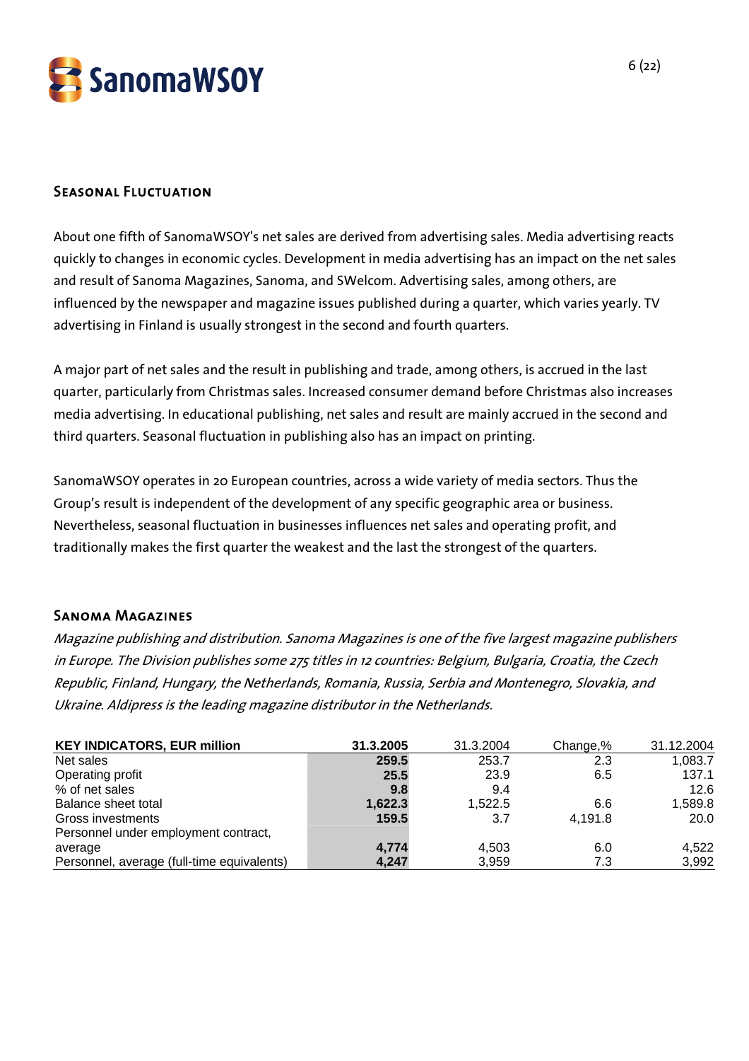## Seasonal Fluctuation

About one fifth of SanomaWSOY's net sales are derived from advertising sales. Media advertising reacts quickly to changes in economic cycles. Development in media advertising has an impact on the net sales and result of Sanoma Magazines, Sanoma, and SWelcom. Advertising sales, among others, are influenced by the newspaper and magazine issues published during a quarter, which varies yearly. TV advertising in Finland is usually strongest in the second and fourth quarters.

A major part of net sales and the result in publishing and trade, among others, is accrued in the last quarter, particularly from Christmas sales. Increased consumer demand before Christmas also increases media advertising. In educational publishing, net sales and result are mainly accrued in the second and third quarters. Seasonal fluctuation in publishing also has an impact on printing.

SanomaWSOY operates in 20 European countries, across a wide variety of media sectors. Thus the Group's result is independent of the development of any specific geographic area or business. Nevertheless, seasonal fluctuation in businesses influences net sales and operating profit, and traditionally makes the first quarter the weakest and the last the strongest of the quarters.

## Sanoma Magazines

*Magazine publishing and distribution. Sanoma Magazines is one of the five largest magazine publishers in Europe. The Division publishes some 275 titles in 12 countries: Belgium, Bulgaria, Croatia, the Czech Republic, Finland, Hungary, the Netherlands, Romania, Russia, Serbia and Montenegro, Slovakia, and Ukraine. Aldipress is the leading magazine distributor in the Netherlands.*

| KEY INDICATORS, EUR million | 31.3.2005 | 31.3.2004 | Change,% | 31.12.2004 |
|---|---|---|---|---|
| Net sales | **259.5** | 253.7 | 2.3 | 1,083.7 |
| Operating profit | **25.5** | 23.9 | 6.5 | 137.1 |
| % of net sales | **9.8** | 9.4 | | 12.6 |
| Balance sheet total | **1,622.3** | 1,522.5 | 6.6 | 1,589.8 |
| Gross investments | **159.5** | 3.7 | 4,191.8 | 20.0 |
| Personnel under employment contract, average | **4,774** | 4,503 | 6.0 | 4,522 |
| Personnel, average (full-time equivalents) | **4,247** | 3,959 | 7.3 | 3,992 |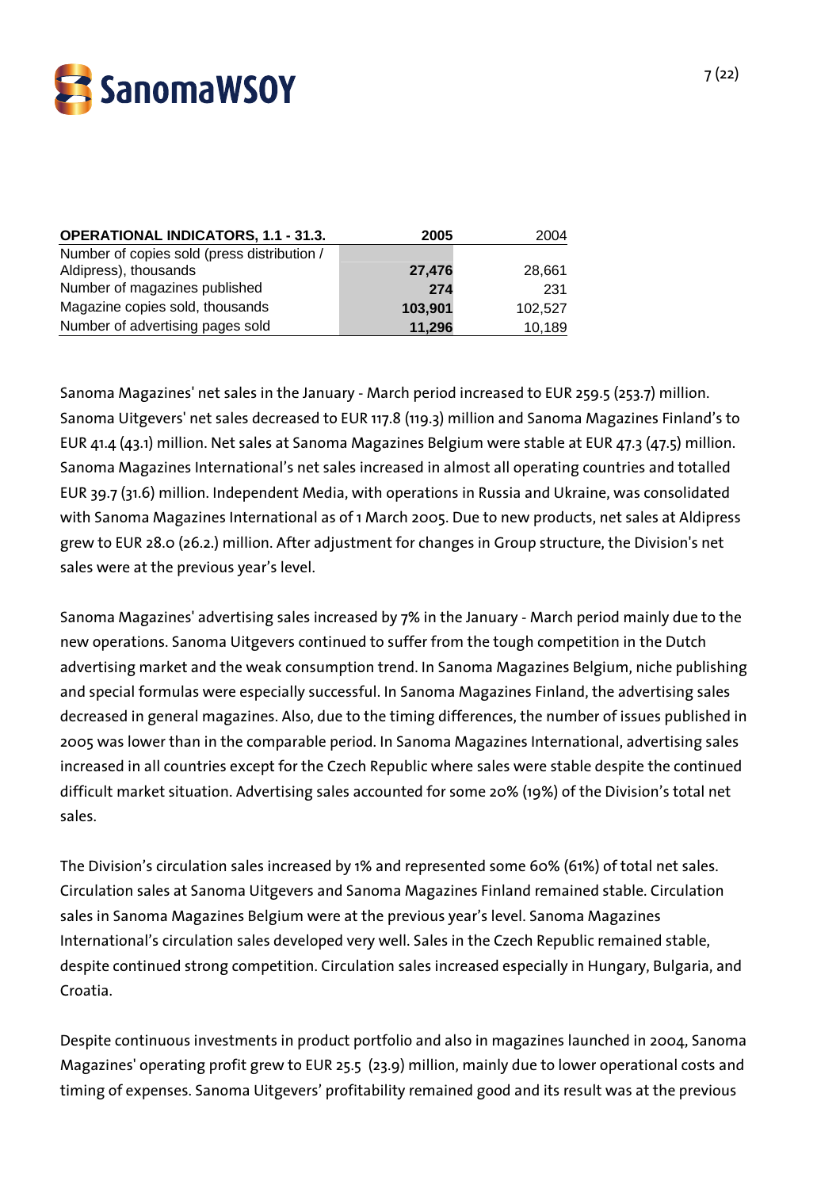| OPERATIONAL INDICATORS, 1.1 - 31.3. | 2005 | 2004 |
|---|---|---|
| Number of copies sold (press distribution / Aldipress), thousands | 27,476 | 28,661 |
| Number of magazines published | 274 | 231 |
| Magazine copies sold, thousands | 103,901 | 102,527 |
| Number of advertising pages sold | 11,296 | 10,189 |

Sanoma Magazines' net sales in the January - March period increased to EUR 259.5 (253.7) million. Sanoma Uitgevers' net sales decreased to EUR 117.8 (119.3) million and Sanoma Magazines Finland's to EUR 41.4 (43.1) million. Net sales at Sanoma Magazines Belgium were stable at EUR 47.3 (47.5) million. Sanoma Magazines International's net sales increased in almost all operating countries and totalled EUR 39.7 (31.6) million. Independent Media, with operations in Russia and Ukraine, was consolidated with Sanoma Magazines International as of 1 March 2005. Due to new products, net sales at Aldipress grew to EUR 28.0 (26.2.) million. After adjustment for changes in Group structure, the Division's net sales were at the previous year's level.

Sanoma Magazines' advertising sales increased by 7% in the January - March period mainly due to the new operations. Sanoma Uitgevers continued to suffer from the tough competition in the Dutch advertising market and the weak consumption trend. In Sanoma Magazines Belgium, niche publishing and special formulas were especially successful. In Sanoma Magazines Finland, the advertising sales decreased in general magazines. Also, due to the timing differences, the number of issues published in 2005 was lower than in the comparable period. In Sanoma Magazines International, advertising sales increased in all countries except for the Czech Republic where sales were stable despite the continued difficult market situation. Advertising sales accounted for some 20% (19%) of the Division's total net sales.

The Division's circulation sales increased by 1% and represented some 60% (61%) of total net sales. Circulation sales at Sanoma Uitgevers and Sanoma Magazines Finland remained stable. Circulation sales in Sanoma Magazines Belgium were at the previous year's level. Sanoma Magazines International's circulation sales developed very well. Sales in the Czech Republic remained stable, despite continued strong competition. Circulation sales increased especially in Hungary, Bulgaria, and Croatia.

Despite continuous investments in product portfolio and also in magazines launched in 2004, Sanoma Magazines' operating profit grew to EUR 25.5 (23.9) million, mainly due to lower operational costs and timing of expenses. Sanoma Uitgevers' profitability remained good and its result was at the previous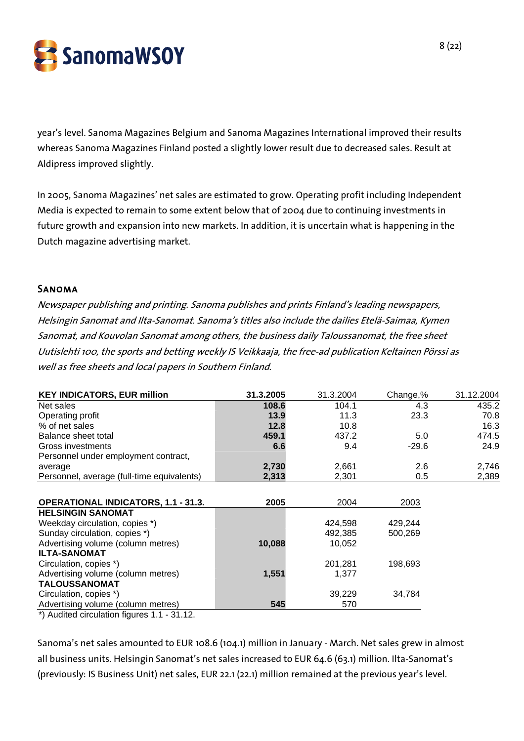year's level. Sanoma Magazines Belgium and Sanoma Magazines International improved their results whereas Sanoma Magazines Finland posted a slightly lower result due to decreased sales. Result at Aldipress improved slightly.

In 2005, Sanoma Magazines' net sales are estimated to grow. Operating profit including Independent Media is expected to remain to some extent below that of 2004 due to continuing investments in future growth and expansion into new markets. In addition, it is uncertain what is happening in the Dutch magazine advertising market.

## Sanoma

*Newspaper publishing and printing. Sanoma publishes and prints Finland's leading newspapers, Helsingin Sanomat and Ilta-Sanomat. Sanoma's titles also include the dailies Etelä-Saimaa, Kymen Sanomat, and Kouvolan Sanomat among others, the business daily Taloussanomat, the free sheet Uutislehti 100, the sports and betting weekly IS Veikkaaja, the free-ad publication Keltainen Pörssi as well as free sheets and local papers in Southern Finland.*

| **KEY INDICATORS, EUR million** | **31.3.2005** | 31.3.2004 | Change,% | 31.12.2004 |
|---|---|---|---|---|
| Net sales | **108.6** | 104.1 | 4.3 | 435.2 |
| Operating profit | **13.9** | 11.3 | 23.3 | 70.8 |
| % of net sales | **12.8** | 10.8 | | 16.3 |
| Balance sheet total | **459.1** | 437.2 | 5.0 | 474.5 |
| Gross investments | **6.6** | 9.4 | -29.6 | 24.9 |
| Personnel under employment contract, average | **2,730** | 2,661 | 2.6 | 2,746 |
| Personnel, average (full-time equivalents) | **2,313** | 2,301 | 0.5 | 2,389 |

| **OPERATIONAL INDICATORS, 1.1 - 31.3.** | **2005** | 2004 | 2003 |
|---|---|---|---|
| **HELSINGIN SANOMAT** | | | |
| Weekday circulation, copies *) | | 424,598 | 429,244 |
| Sunday circulation, copies *) | | 492,385 | 500,269 |
| Advertising volume (column metres) | **10,088** | 10,052 | |
| **ILTA-SANOMAT** | | | |
| Circulation, copies *) | | 201,281 | 198,693 |
| Advertising volume (column metres) | **1,551** | 1,377 | |
| **TALOUSSANOMAT** | | | |
| Circulation, copies *) | | 39,229 | 34,784 |
| Advertising volume (column metres) | **545** | 570 | |

*) Audited circulation figures 1.1 - 31.12.

Sanoma's net sales amounted to EUR 108.6 (104.1) million in January - March. Net sales grew in almost all business units. Helsingin Sanomat's net sales increased to EUR 64.6 (63.1) million. Ilta-Sanomat's (previously: IS Business Unit) net sales, EUR 22.1 (22.1) million remained at the previous year's level.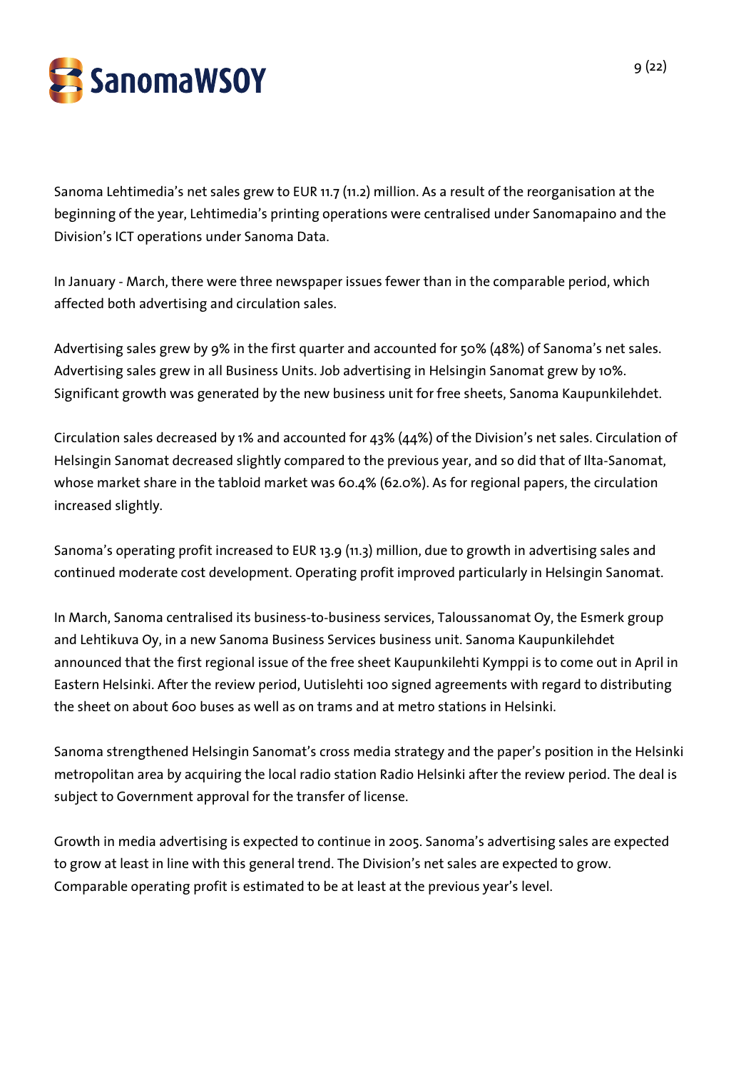Sanoma Lehtimedia's net sales grew to EUR 11.7 (11.2) million. As a result of the reorganisation at the beginning of the year, Lehtimedia's printing operations were centralised under Sanomapaino and the Division's ICT operations under Sanoma Data.

In January - March, there were three newspaper issues fewer than in the comparable period, which affected both advertising and circulation sales.

Advertising sales grew by 9% in the first quarter and accounted for 50% (48%) of Sanoma's net sales. Advertising sales grew in all Business Units. Job advertising in Helsingin Sanomat grew by 10%. Significant growth was generated by the new business unit for free sheets, Sanoma Kaupunkilehdet.

Circulation sales decreased by 1% and accounted for 43% (44%) of the Division's net sales. Circulation of Helsingin Sanomat decreased slightly compared to the previous year, and so did that of Ilta-Sanomat, whose market share in the tabloid market was 60.4% (62.0%). As for regional papers, the circulation increased slightly.

Sanoma's operating profit increased to EUR 13.9 (11.3) million, due to growth in advertising sales and continued moderate cost development. Operating profit improved particularly in Helsingin Sanomat.

In March, Sanoma centralised its business-to-business services, Taloussanomat Oy, the Esmerk group and Lehtikuva Oy, in a new Sanoma Business Services business unit. Sanoma Kaupunkilehdet announced that the first regional issue of the free sheet Kaupunkilehti Kymppi is to come out in April in Eastern Helsinki. After the review period, Uutislehti 100 signed agreements with regard to distributing the sheet on about 600 buses as well as on trams and at metro stations in Helsinki.

Sanoma strengthened Helsingin Sanomat's cross media strategy and the paper's position in the Helsinki metropolitan area by acquiring the local radio station Radio Helsinki after the review period. The deal is subject to Government approval for the transfer of license.

Growth in media advertising is expected to continue in 2005. Sanoma's advertising sales are expected to grow at least in line with this general trend. The Division's net sales are expected to grow. Comparable operating profit is estimated to be at least at the previous year's level.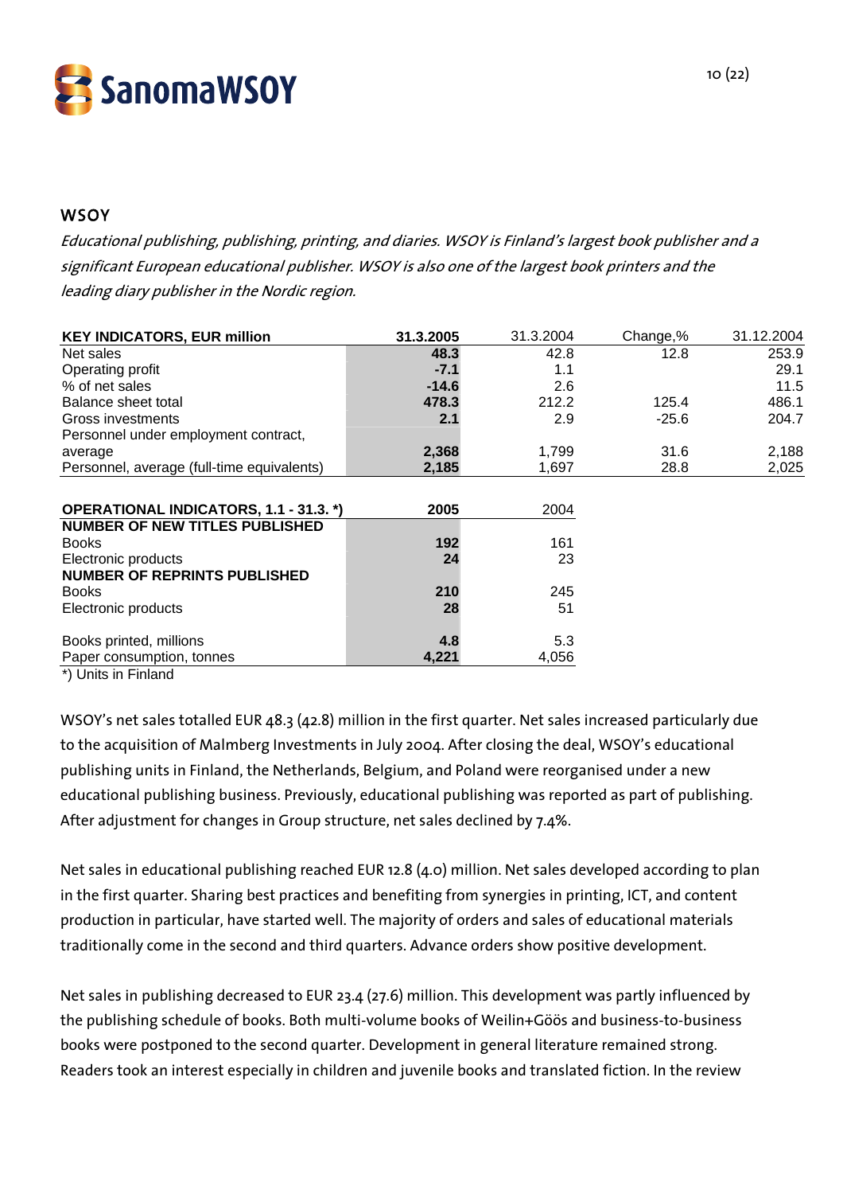## WSOY

*Educational publishing, publishing, printing, and diaries. WSOY is Finland's largest book publisher and a significant European educational publisher. WSOY is also one of the largest book printers and the leading diary publisher in the Nordic region.*

| KEY INDICATORS, EUR million | 31.3.2005 | 31.3.2004 | Change,% | 31.12.2004 |
|---|---|---|---|---|
| Net sales | **48.3** | 42.8 | 12.8 | 253.9 |
| Operating profit | **-7.1** | 1.1 | | 29.1 |
| % of net sales | **-14.6** | 2.6 | | 11.5 |
| Balance sheet total | **478.3** | 212.2 | 125.4 | 486.1 |
| Gross investments | **2.1** | 2.9 | -25.6 | 204.7 |
| Personnel under employment contract, average | **2,368** | 1,799 | 31.6 | 2,188 |
| Personnel, average (full-time equivalents) | **2,185** | 1,697 | 28.8 | 2,025 |

| OPERATIONAL INDICATORS, 1.1 - 31.3. *) | 2005 | 2004 |
|---|---|---|
| **NUMBER OF NEW TITLES PUBLISHED** | | |
| Books | **192** | 161 |
| Electronic products | **24** | 23 |
| **NUMBER OF REPRINTS PUBLISHED** | | |
| Books | **210** | 245 |
| Electronic products | **28** | 51 |
| Books printed, millions | **4.8** | 5.3 |
| Paper consumption, tonnes | **4,221** | 4,056 |

*) Units in Finland

WSOY's net sales totalled EUR 48.3 (42.8) million in the first quarter. Net sales increased particularly due to the acquisition of Malmberg Investments in July 2004. After closing the deal, WSOY's educational publishing units in Finland, the Netherlands, Belgium, and Poland were reorganised under a new educational publishing business. Previously, educational publishing was reported as part of publishing. After adjustment for changes in Group structure, net sales declined by 7.4%.

Net sales in educational publishing reached EUR 12.8 (4.0) million. Net sales developed according to plan in the first quarter. Sharing best practices and benefiting from synergies in printing, ICT, and content production in particular, have started well. The majority of orders and sales of educational materials traditionally come in the second and third quarters. Advance orders show positive development.

Net sales in publishing decreased to EUR 23.4 (27.6) million. This development was partly influenced by the publishing schedule of books. Both multi-volume books of Weilin+Göös and business-to-business books were postponed to the second quarter. Development in general literature remained strong. Readers took an interest especially in children and juvenile books and translated fiction. In the review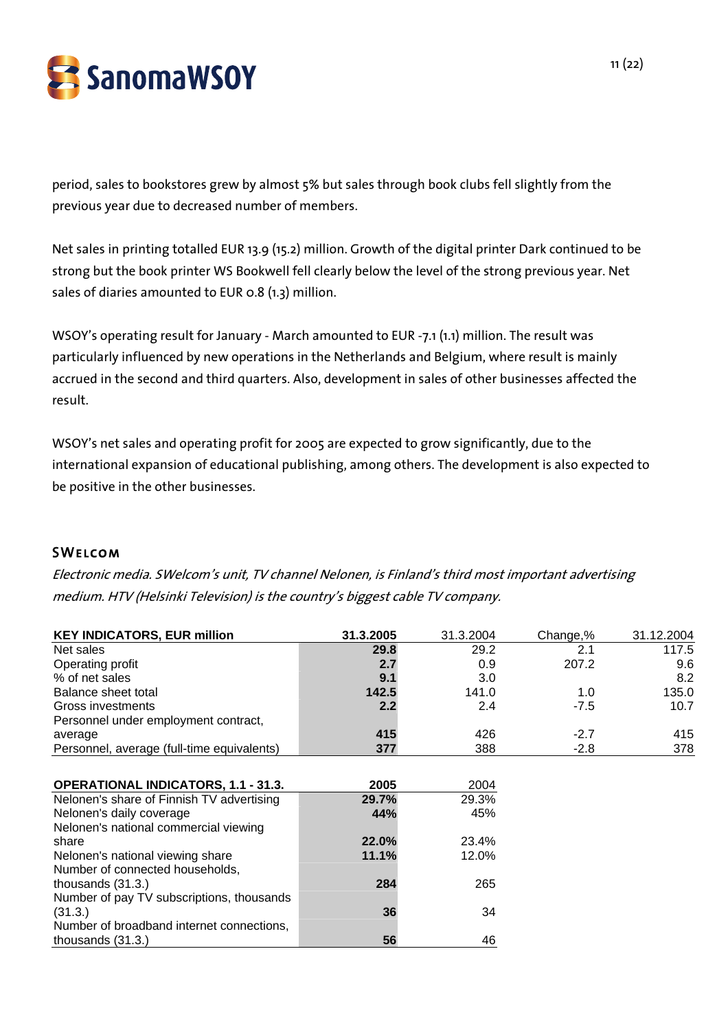period, sales to bookstores grew by almost 5% but sales through book clubs fell slightly from the previous year due to decreased number of members.

Net sales in printing totalled EUR 13.9 (15.2) million. Growth of the digital printer Dark continued to be strong but the book printer WS Bookwell fell clearly below the level of the strong previous year. Net sales of diaries amounted to EUR 0.8 (1.3) million.

WSOY's operating result for January - March amounted to EUR -7.1 (1.1) million. The result was particularly influenced by new operations in the Netherlands and Belgium, where result is mainly accrued in the second and third quarters. Also, development in sales of other businesses affected the result.

WSOY's net sales and operating profit for 2005 are expected to grow significantly, due to the international expansion of educational publishing, among others. The development is also expected to be positive in the other businesses.

## SWelcom

*Electronic media. SWelcom's unit, TV channel Nelonen, is Finland's third most important advertising medium. HTV (Helsinki Television) is the country's biggest cable TV company.*

| KEY INDICATORS, EUR million | 31.3.2005 | 31.3.2004 | Change,% | 31.12.2004 |
|---|---|---|---|---|
| Net sales | **29.8** | 29.2 | 2.1 | 117.5 |
| Operating profit | **2.7** | 0.9 | 207.2 | 9.6 |
| % of net sales | **9.1** | 3.0 | | 8.2 |
| Balance sheet total | **142.5** | 141.0 | 1.0 | 135.0 |
| Gross investments | **2.2** | 2.4 | -7.5 | 10.7 |
| Personnel under employment contract, average | **415** | 426 | -2.7 | 415 |
| Personnel, average (full-time equivalents) | **377** | 388 | -2.8 | 378 |

| OPERATIONAL INDICATORS, 1.1 - 31.3. | 2005 | 2004 |
|---|---|---|
| Nelonen's share of Finnish TV advertising | **29.7%** | 29.3% |
| Nelonen's daily coverage | **44%** | 45% |
| Nelonen's national commercial viewing share | **22.0%** | 23.4% |
| Nelonen's national viewing share | **11.1%** | 12.0% |
| Number of connected households, thousands (31.3.) | **284** | 265 |
| Number of pay TV subscriptions, thousands (31.3.) | **36** | 34 |
| Number of broadband internet connections, thousands (31.3.) | **56** | 46 |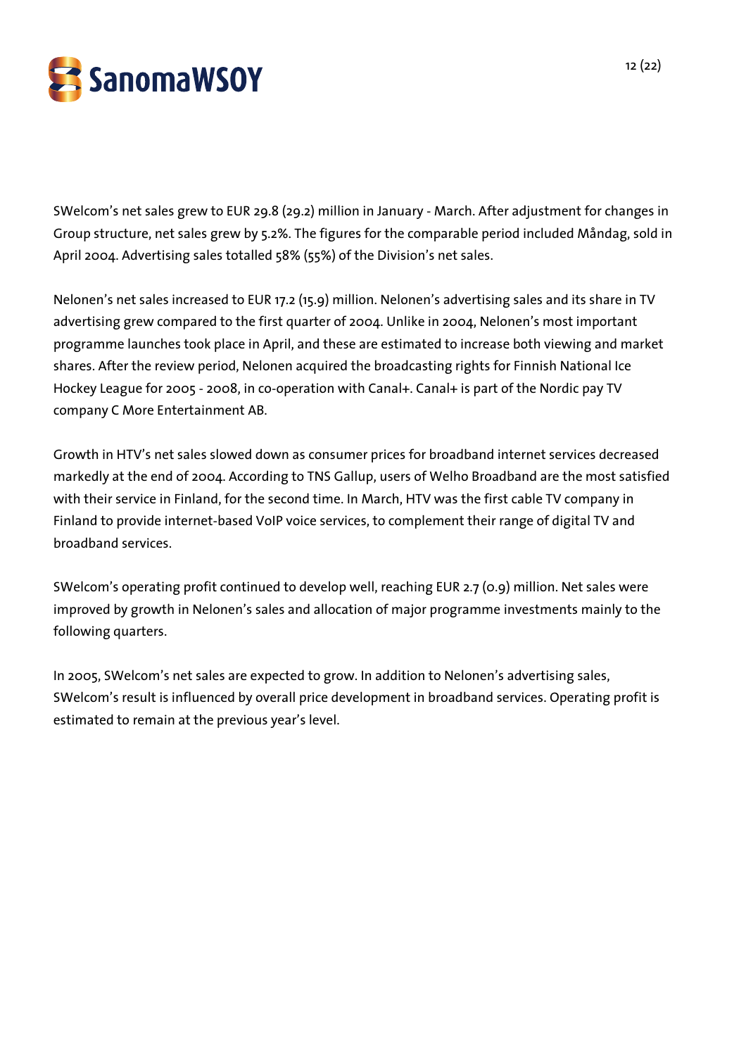SWelcom's net sales grew to EUR 29.8 (29.2) million in January - March. After adjustment for changes in Group structure, net sales grew by 5.2%. The figures for the comparable period included Måndag, sold in April 2004. Advertising sales totalled 58% (55%) of the Division's net sales.

Nelonen's net sales increased to EUR 17.2 (15.9) million. Nelonen's advertising sales and its share in TV advertising grew compared to the first quarter of 2004. Unlike in 2004, Nelonen's most important programme launches took place in April, and these are estimated to increase both viewing and market shares. After the review period, Nelonen acquired the broadcasting rights for Finnish National Ice Hockey League for 2005 - 2008, in co-operation with Canal+. Canal+ is part of the Nordic pay TV company C More Entertainment AB.

Growth in HTV's net sales slowed down as consumer prices for broadband internet services decreased markedly at the end of 2004. According to TNS Gallup, users of Welho Broadband are the most satisfied with their service in Finland, for the second time. In March, HTV was the first cable TV company in Finland to provide internet-based VoIP voice services, to complement their range of digital TV and broadband services.

SWelcom's operating profit continued to develop well, reaching EUR 2.7 (0.9) million. Net sales were improved by growth in Nelonen's sales and allocation of major programme investments mainly to the following quarters.

In 2005, SWelcom's net sales are expected to grow. In addition to Nelonen's advertising sales, SWelcom's result is influenced by overall price development in broadband services. Operating profit is estimated to remain at the previous year's level.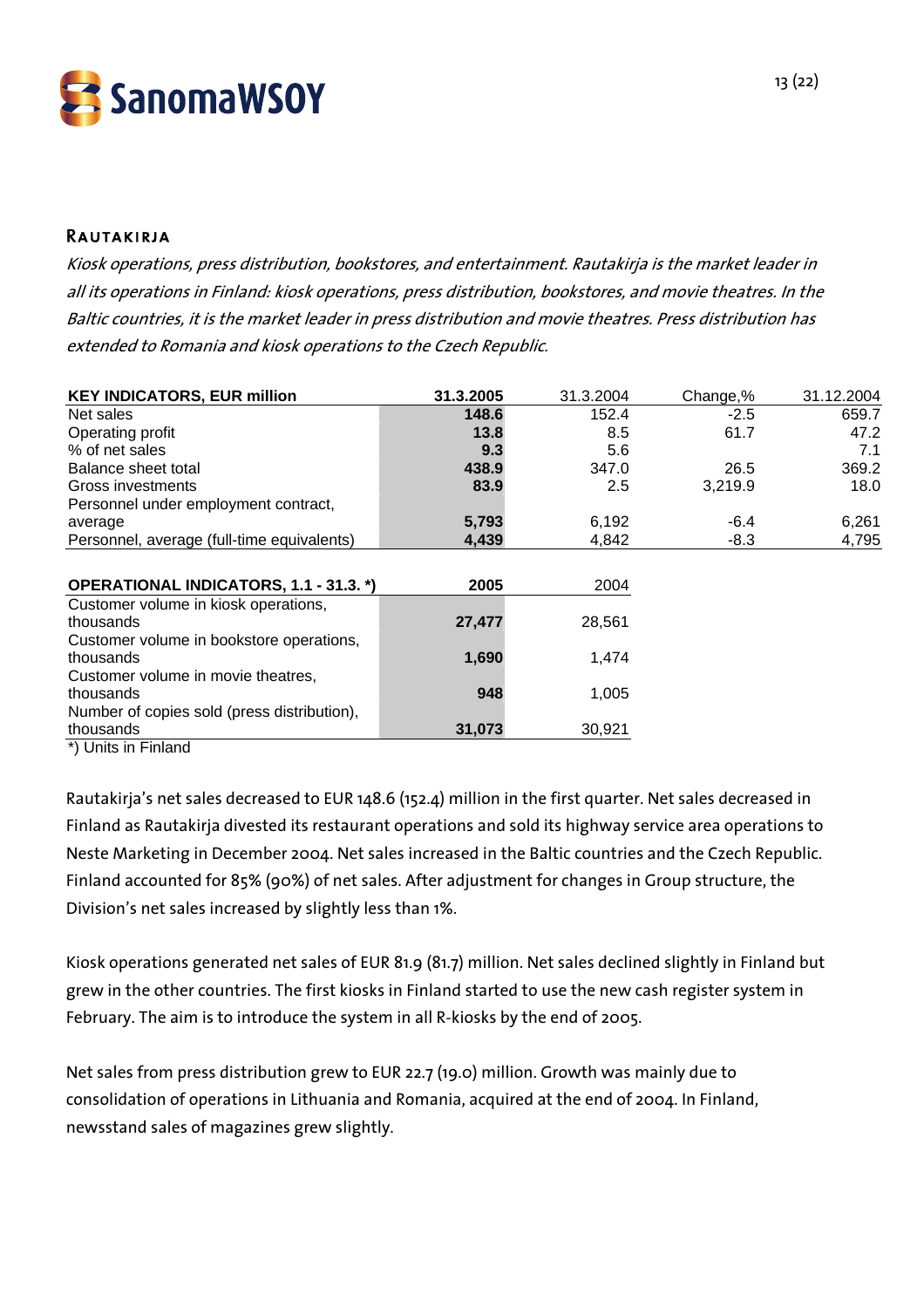## RAUTAKIRJA

*Kiosk operations, press distribution, bookstores, and entertainment. Rautakirja is the market leader in all its operations in Finland: kiosk operations, press distribution, bookstores, and movie theatres. In the Baltic countries, it is the market leader in press distribution and movie theatres. Press distribution has extended to Romania and kiosk operations to the Czech Republic.*

| KEY INDICATORS, EUR million | 31.3.2005 | 31.3.2004 | Change,% | 31.12.2004 |
|---|---|---|---|---|
| Net sales | **148.6** | 152.4 | -2.5 | 659.7 |
| Operating profit | **13.8** | 8.5 | 61.7 | 47.2 |
| % of net sales | **9.3** | 5.6 | | 7.1 |
| Balance sheet total | **438.9** | 347.0 | 26.5 | 369.2 |
| Gross investments | **83.9** | 2.5 | 3,219.9 | 18.0 |
| Personnel under employment contract, average | **5,793** | 6,192 | -6.4 | 6,261 |
| Personnel, average (full-time equivalents) | **4,439** | 4,842 | -8.3 | 4,795 |

| OPERATIONAL INDICATORS, 1.1 - 31.3. *) | 2005 | 2004 |
|---|---|---|
| Customer volume in kiosk operations, thousands | **27,477** | 28,561 |
| Customer volume in bookstore operations, thousands | **1,690** | 1,474 |
| Customer volume in movie theatres, thousands | **948** | 1,005 |
| Number of copies sold (press distribution), thousands | **31,073** | 30,921 |

*) Units in Finland

Rautakirja's net sales decreased to EUR 148.6 (152.4) million in the first quarter. Net sales decreased in Finland as Rautakirja divested its restaurant operations and sold its highway service area operations to Neste Marketing in December 2004. Net sales increased in the Baltic countries and the Czech Republic. Finland accounted for 85% (90%) of net sales. After adjustment for changes in Group structure, the Division's net sales increased by slightly less than 1%.

Kiosk operations generated net sales of EUR 81.9 (81.7) million. Net sales declined slightly in Finland but grew in the other countries. The first kiosks in Finland started to use the new cash register system in February. The aim is to introduce the system in all R-kiosks by the end of 2005.

Net sales from press distribution grew to EUR 22.7 (19.0) million. Growth was mainly due to consolidation of operations in Lithuania and Romania, acquired at the end of 2004. In Finland, newsstand sales of magazines grew slightly.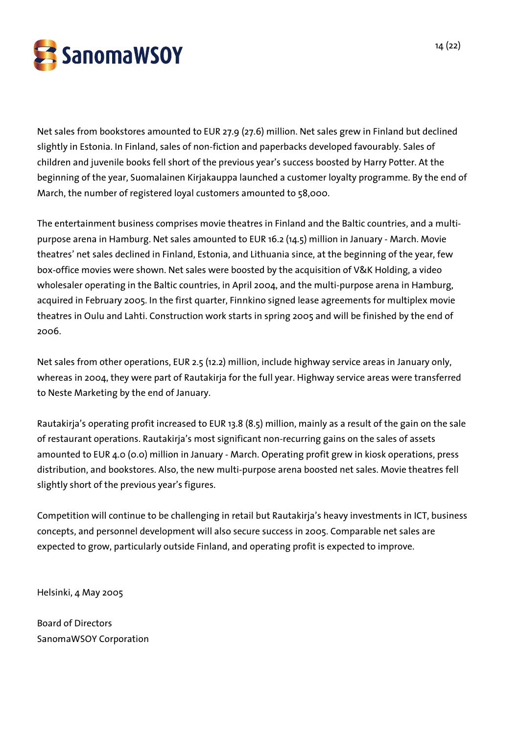Net sales from bookstores amounted to EUR 27.9 (27.6) million. Net sales grew in Finland but declined slightly in Estonia. In Finland, sales of non-fiction and paperbacks developed favourably. Sales of children and juvenile books fell short of the previous year's success boosted by Harry Potter. At the beginning of the year, Suomalainen Kirjakauppa launched a customer loyalty programme. By the end of March, the number of registered loyal customers amounted to 58,000.

The entertainment business comprises movie theatres in Finland and the Baltic countries, and a multi-purpose arena in Hamburg. Net sales amounted to EUR 16.2 (14.5) million in January - March. Movie theatres' net sales declined in Finland, Estonia, and Lithuania since, at the beginning of the year, few box-office movies were shown. Net sales were boosted by the acquisition of V&K Holding, a video wholesaler operating in the Baltic countries, in April 2004, and the multi-purpose arena in Hamburg, acquired in February 2005. In the first quarter, Finnkino signed lease agreements for multiplex movie theatres in Oulu and Lahti. Construction work starts in spring 2005 and will be finished by the end of 2006.

Net sales from other operations, EUR 2.5 (12.2) million, include highway service areas in January only, whereas in 2004, they were part of Rautakirja for the full year. Highway service areas were transferred to Neste Marketing by the end of January.

Rautakirja's operating profit increased to EUR 13.8 (8.5) million, mainly as a result of the gain on the sale of restaurant operations. Rautakirja's most significant non-recurring gains on the sales of assets amounted to EUR 4.0 (0.0) million in January - March. Operating profit grew in kiosk operations, press distribution, and bookstores. Also, the new multi-purpose arena boosted net sales. Movie theatres fell slightly short of the previous year's figures.

Competition will continue to be challenging in retail but Rautakirja's heavy investments in ICT, business concepts, and personnel development will also secure success in 2005. Comparable net sales are expected to grow, particularly outside Finland, and operating profit is expected to improve.

Helsinki, 4 May 2005

Board of Directors
SanomaWSOY Corporation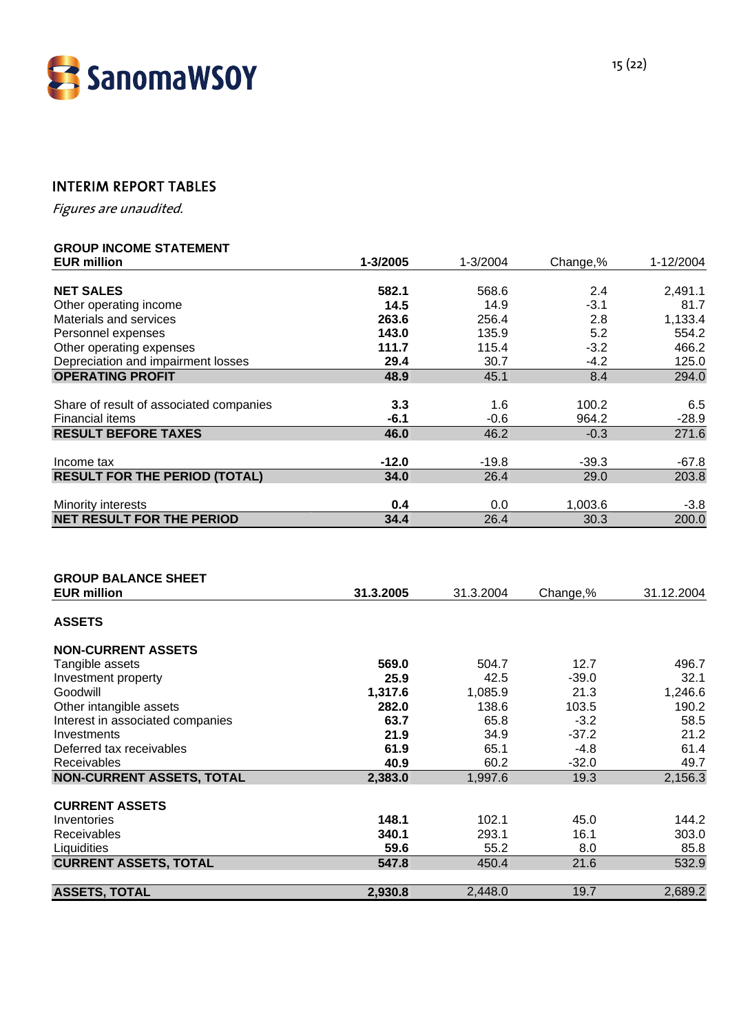## INTERIM REPORT TABLES

*Figures are unaudited.*

| GROUP INCOME STATEMENT<br>EUR million | 1-3/2005 | 1-3/2004 | Change,% | 1-12/2004 |
|---|---|---|---|---|
| **NET SALES** | **582.1** | 568.6 | 2.4 | 2,491.1 |
| Other operating income | **14.5** | 14.9 | -3.1 | 81.7 |
| Materials and services | **263.6** | 256.4 | 2.8 | 1,133.4 |
| Personnel expenses | **143.0** | 135.9 | 5.2 | 554.2 |
| Other operating expenses | **111.7** | 115.4 | -3.2 | 466.2 |
| Depreciation and impairment losses | **29.4** | 30.7 | -4.2 | 125.0 |
| **OPERATING PROFIT** | **48.9** | 45.1 | 8.4 | 294.0 |
| | | | | |
| Share of result of associated companies | **3.3** | 1.6 | 100.2 | 6.5 |
| Financial items | **-6.1** | -0.6 | 964.2 | -28.9 |
| **RESULT BEFORE TAXES** | **46.0** | 46.2 | -0.3 | 271.6 |
| | | | | |
| Income tax | **-12.0** | -19.8 | -39.3 | -67.8 |
| **RESULT FOR THE PERIOD (TOTAL)** | **34.0** | 26.4 | 29.0 | 203.8 |
| | | | | |
| Minority interests | **0.4** | 0.0 | 1,003.6 | -3.8 |
| **NET RESULT FOR THE PERIOD** | **34.4** | 26.4 | 30.3 | 200.0 |

| GROUP BALANCE SHEET<br>EUR million | 31.3.2005 | 31.3.2004 | Change,% | 31.12.2004 |
|---|---|---|---|---|
| **ASSETS** | | | | |
| | | | | |
| **NON-CURRENT ASSETS** | | | | |
| Tangible assets | **569.0** | 504.7 | 12.7 | 496.7 |
| Investment property | **25.9** | 42.5 | -39.0 | 32.1 |
| Goodwill | **1,317.6** | 1,085.9 | 21.3 | 1,246.6 |
| Other intangible assets | **282.0** | 138.6 | 103.5 | 190.2 |
| Interest in associated companies | **63.7** | 65.8 | -3.2 | 58.5 |
| Investments | **21.9** | 34.9 | -37.2 | 21.2 |
| Deferred tax receivables | **61.9** | 65.1 | -4.8 | 61.4 |
| Receivables | **40.9** | 60.2 | -32.0 | 49.7 |
| **NON-CURRENT ASSETS, TOTAL** | **2,383.0** | 1,997.6 | 19.3 | 2,156.3 |
| | | | | |
| **CURRENT ASSETS** | | | | |
| Inventories | **148.1** | 102.1 | 45.0 | 144.2 |
| Receivables | **340.1** | 293.1 | 16.1 | 303.0 |
| Liquidities | **59.6** | 55.2 | 8.0 | 85.8 |
| **CURRENT ASSETS, TOTAL** | **547.8** | 450.4 | 21.6 | 532.9 |
| | | | | |
| **ASSETS, TOTAL** | **2,930.8** | 2,448.0 | 19.7 | 2,689.2 |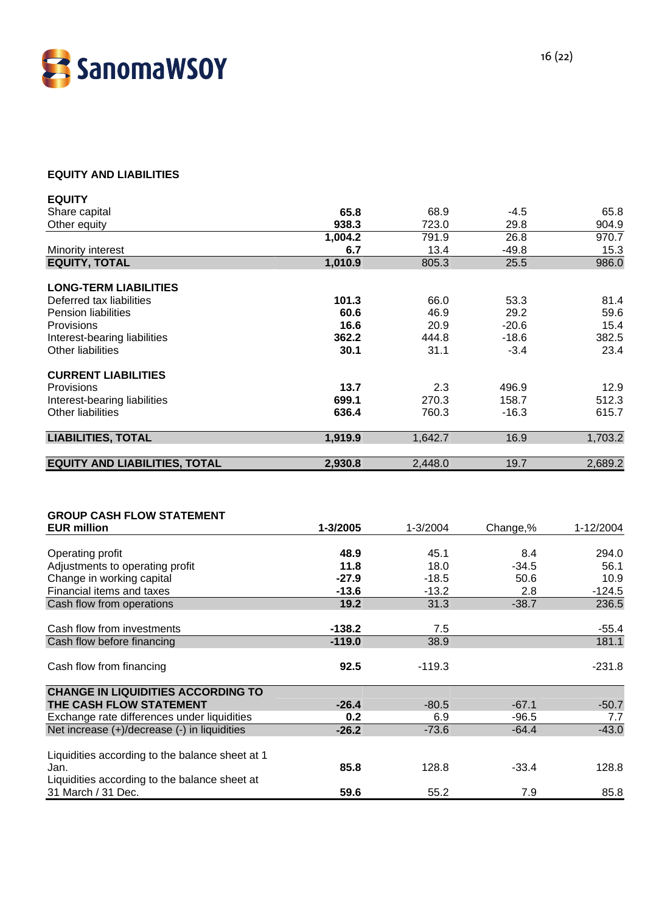## EQUITY AND LIABILITIES

| | | | | |
|---|---|---|---|---|
| **EQUITY** | | | | |
| Share capital | **65.8** | 68.9 | -4.5 | 65.8 |
| Other equity | **938.3** | 723.0 | 29.8 | 904.9 |
| | **1,004.2** | 791.9 | 26.8 | 970.7 |
| Minority interest | **6.7** | 13.4 | -49.8 | 15.3 |
| **EQUITY, TOTAL** | **1,010.9** | 805.3 | 25.5 | 986.0 |
| | | | | |
| **LONG-TERM LIABILITIES** | | | | |
| Deferred tax liabilities | **101.3** | 66.0 | 53.3 | 81.4 |
| Pension liabilities | **60.6** | 46.9 | 29.2 | 59.6 |
| Provisions | **16.6** | 20.9 | -20.6 | 15.4 |
| Interest-bearing liabilities | **362.2** | 444.8 | -18.6 | 382.5 |
| Other liabilities | **30.1** | 31.1 | -3.4 | 23.4 |
| | | | | |
| **CURRENT LIABILITIES** | | | | |
| Provisions | **13.7** | 2.3 | 496.9 | 12.9 |
| Interest-bearing liabilities | **699.1** | 270.3 | 158.7 | 512.3 |
| Other liabilities | **636.4** | 760.3 | -16.3 | 615.7 |
| | | | | |
| **LIABILITIES, TOTAL** | **1,919.9** | 1,642.7 | 16.9 | 1,703.2 |
| | | | | |
| **EQUITY AND LIABILITIES, TOTAL** | **2,930.8** | 2,448.0 | 19.7 | 2,689.2 |

## GROUP CASH FLOW STATEMENT

| **EUR million** | **1-3/2005** | 1-3/2004 | Change,% | 1-12/2004 |
|---|---|---|---|---|
| Operating profit | **48.9** | 45.1 | 8.4 | 294.0 |
| Adjustments to operating profit | **11.8** | 18.0 | -34.5 | 56.1 |
| Change in working capital | **-27.9** | -18.5 | 50.6 | 10.9 |
| Financial items and taxes | **-13.6** | -13.2 | 2.8 | -124.5 |
| Cash flow from operations | **19.2** | 31.3 | -38.7 | 236.5 |
| | | | | |
| Cash flow from investments | **-138.2** | 7.5 | | -55.4 |
| Cash flow before financing | **-119.0** | 38.9 | | 181.1 |
| | | | | |
| Cash flow from financing | **92.5** | -119.3 | | -231.8 |
| | | | | |
| **CHANGE IN LIQUIDITIES ACCORDING TO THE CASH FLOW STATEMENT** | **-26.4** | -80.5 | -67.1 | -50.7 |
| Exchange rate differences under liquidities | **0.2** | 6.9 | -96.5 | 7.7 |
| Net increase (+)/decrease (-) in liquidities | **-26.2** | -73.6 | -64.4 | -43.0 |
| | | | | |
| Liquidities according to the balance sheet at 1 Jan. | **85.8** | 128.8 | -33.4 | 128.8 |
| Liquidities according to the balance sheet at 31 March / 31 Dec. | **59.6** | 55.2 | 7.9 | 85.8 |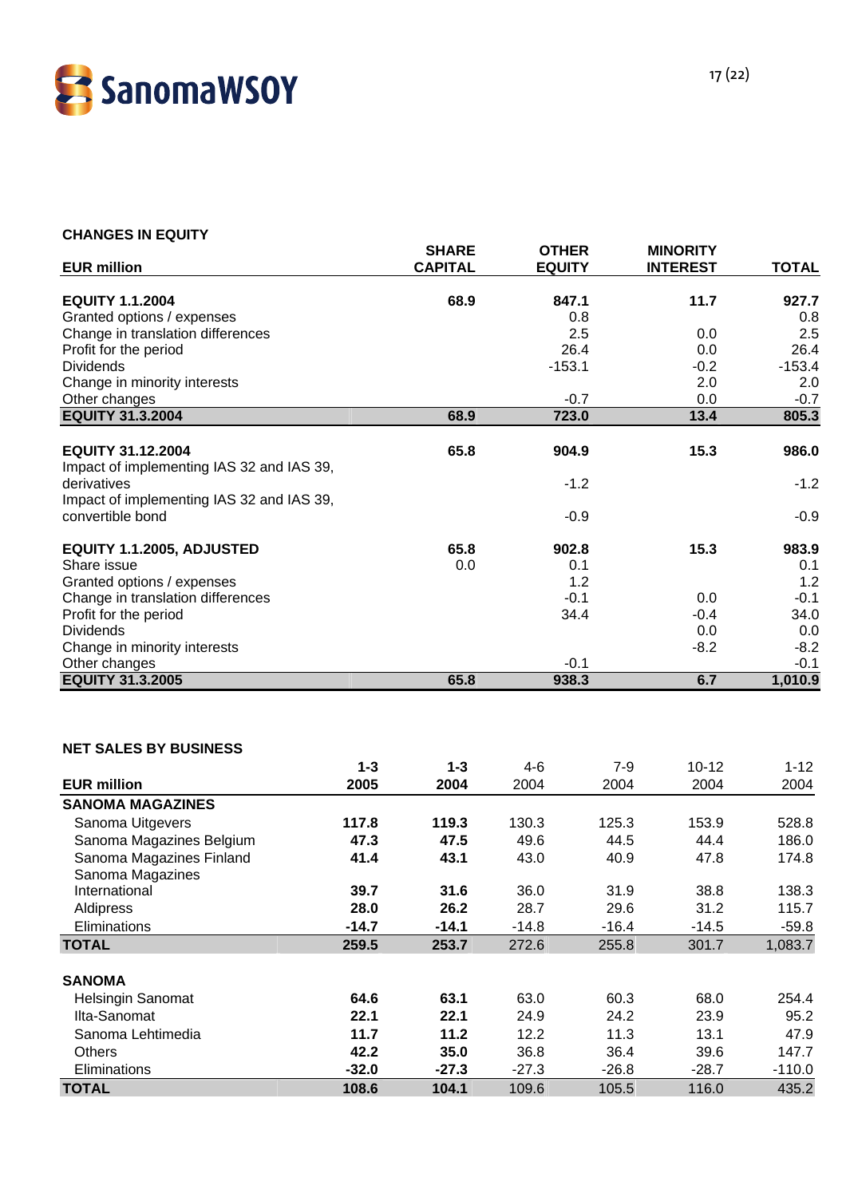### CHANGES IN EQUITY

| EUR million | SHARE CAPITAL | OTHER EQUITY | MINORITY INTEREST | TOTAL |
|---|---|---|---|---|
| **EQUITY 1.1.2004** | **68.9** | **847.1** | **11.7** | **927.7** |
| Granted options / expenses | | 0.8 | | 0.8 |
| Change in translation differences | | 2.5 | 0.0 | 2.5 |
| Profit for the period | | 26.4 | 0.0 | 26.4 |
| Dividends | | -153.1 | -0.2 | -153.4 |
| Change in minority interests | | | 2.0 | 2.0 |
| Other changes | | -0.7 | 0.0 | -0.7 |
| **EQUITY 31.3.2004** | **68.9** | **723.0** | **13.4** | **805.3** |
| | | | | |
| **EQUITY 31.12.2004** | **65.8** | **904.9** | **15.3** | **986.0** |
| Impact of implementing IAS 32 and IAS 39, derivatives | | -1.2 | | -1.2 |
| Impact of implementing IAS 32 and IAS 39, convertible bond | | -0.9 | | -0.9 |
| | | | | |
| **EQUITY 1.1.2005, ADJUSTED** | **65.8** | **902.8** | **15.3** | **983.9** |
| Share issue | 0.0 | 0.1 | | 0.1 |
| Granted options / expenses | | 1.2 | | 1.2 |
| Change in translation differences | | -0.1 | 0.0 | -0.1 |
| Profit for the period | | 34.4 | -0.4 | 34.0 |
| Dividends | | | 0.0 | 0.0 |
| Change in minority interests | | | -8.2 | -8.2 |
| Other changes | | -0.1 | | -0.1 |
| **EQUITY 31.3.2005** | **65.8** | **938.3** | **6.7** | **1,010.9** |

### NET SALES BY BUSINESS

| EUR million | 1-3 2005 | 1-3 2004 | 4-6 2004 | 7-9 2004 | 10-12 2004 | 1-12 2004 |
|---|---|---|---|---|---|---|
| **SANOMA MAGAZINES** | | | | | | |
| Sanoma Uitgevers | **117.8** | **119.3** | 130.3 | 125.3 | 153.9 | 528.8 |
| Sanoma Magazines Belgium | **47.3** | **47.5** | 49.6 | 44.5 | 44.4 | 186.0 |
| Sanoma Magazines Finland | **41.4** | **43.1** | 43.0 | 40.9 | 47.8 | 174.8 |
| Sanoma Magazines International | **39.7** | **31.6** | 36.0 | 31.9 | 38.8 | 138.3 |
| Aldipress | **28.0** | **26.2** | 28.7 | 29.6 | 31.2 | 115.7 |
| Eliminations | **-14.7** | **-14.1** | -14.8 | -16.4 | -14.5 | -59.8 |
| **TOTAL** | **259.5** | **253.7** | 272.6 | 255.8 | 301.7 | 1,083.7 |
| | | | | | | |
| **SANOMA** | | | | | | |
| Helsingin Sanomat | **64.6** | **63.1** | 63.0 | 60.3 | 68.0 | 254.4 |
| Ilta-Sanomat | **22.1** | **22.1** | 24.9 | 24.2 | 23.9 | 95.2 |
| Sanoma Lehtimedia | **11.7** | **11.2** | 12.2 | 11.3 | 13.1 | 47.9 |
| Others | **42.2** | **35.0** | 36.8 | 36.4 | 39.6 | 147.7 |
| Eliminations | **-32.0** | **-27.3** | -27.3 | -26.8 | -28.7 | -110.0 |
| **TOTAL** | **108.6** | **104.1** | 109.6 | 105.5 | 116.0 | 435.2 |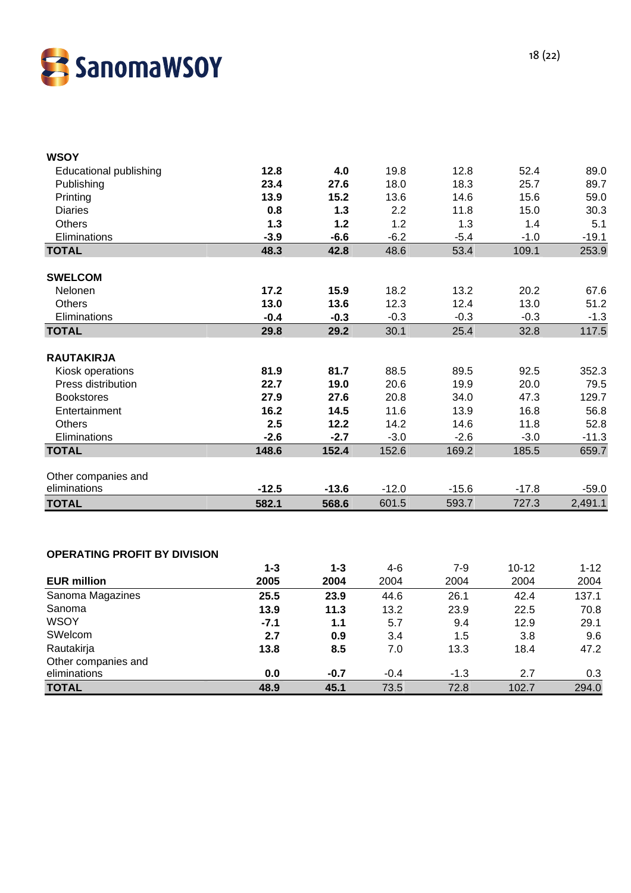| | | | | | | |
|---|---|---|---|---|---|---|
| **WSOY** | | | | | | |
| Educational publishing | **12.8** | **4.0** | 19.8 | 12.8 | 52.4 | 89.0 |
| Publishing | **23.4** | **27.6** | 18.0 | 18.3 | 25.7 | 89.7 |
| Printing | **13.9** | **15.2** | 13.6 | 14.6 | 15.6 | 59.0 |
| Diaries | **0.8** | **1.3** | 2.2 | 11.8 | 15.0 | 30.3 |
| Others | **1.3** | **1.2** | 1.2 | 1.3 | 1.4 | 5.1 |
| Eliminations | **-3.9** | **-6.6** | -6.2 | -5.4 | -1.0 | -19.1 |
| **TOTAL** | **48.3** | **42.8** | 48.6 | 53.4 | 109.1 | 253.9 |
| | | | | | | |
| **SWELCOM** | | | | | | |
| Nelonen | **17.2** | **15.9** | 18.2 | 13.2 | 20.2 | 67.6 |
| Others | **13.0** | **13.6** | 12.3 | 12.4 | 13.0 | 51.2 |
| Eliminations | **-0.4** | **-0.3** | -0.3 | -0.3 | -0.3 | -1.3 |
| **TOTAL** | **29.8** | **29.2** | 30.1 | 25.4 | 32.8 | 117.5 |
| | | | | | | |
| **RAUTAKIRJA** | | | | | | |
| Kiosk operations | **81.9** | **81.7** | 88.5 | 89.5 | 92.5 | 352.3 |
| Press distribution | **22.7** | **19.0** | 20.6 | 19.9 | 20.0 | 79.5 |
| Bookstores | **27.9** | **27.6** | 20.8 | 34.0 | 47.3 | 129.7 |
| Entertainment | **16.2** | **14.5** | 11.6 | 13.9 | 16.8 | 56.8 |
| Others | **2.5** | **12.2** | 14.2 | 14.6 | 11.8 | 52.8 |
| Eliminations | **-2.6** | **-2.7** | -3.0 | -2.6 | -3.0 | -11.3 |
| **TOTAL** | **148.6** | **152.4** | 152.6 | 169.2 | 185.5 | 659.7 |
| | | | | | | |
| Other companies and eliminations | **-12.5** | **-13.6** | -12.0 | -15.6 | -17.8 | -59.0 |
| **TOTAL** | **582.1** | **568.6** | 601.5 | 593.7 | 727.3 | 2,491.1 |

**OPERATING PROFIT BY DIVISION**

| EUR million | **1-3 2005** | **1-3 2004** | 4-6 2004 | 7-9 2004 | 10-12 2004 | 1-12 2004 |
|---|---|---|---|---|---|---|
| Sanoma Magazines | **25.5** | **23.9** | 44.6 | 26.1 | 42.4 | 137.1 |
| Sanoma | **13.9** | **11.3** | 13.2 | 23.9 | 22.5 | 70.8 |
| WSOY | **-7.1** | **1.1** | 5.7 | 9.4 | 12.9 | 29.1 |
| SWelcom | **2.7** | **0.9** | 3.4 | 1.5 | 3.8 | 9.6 |
| Rautakirja | **13.8** | **8.5** | 7.0 | 13.3 | 18.4 | 47.2 |
| Other companies and eliminations | **0.0** | **-0.7** | -0.4 | -1.3 | 2.7 | 0.3 |
| **TOTAL** | **48.9** | **45.1** | 73.5 | 72.8 | 102.7 | 294.0 |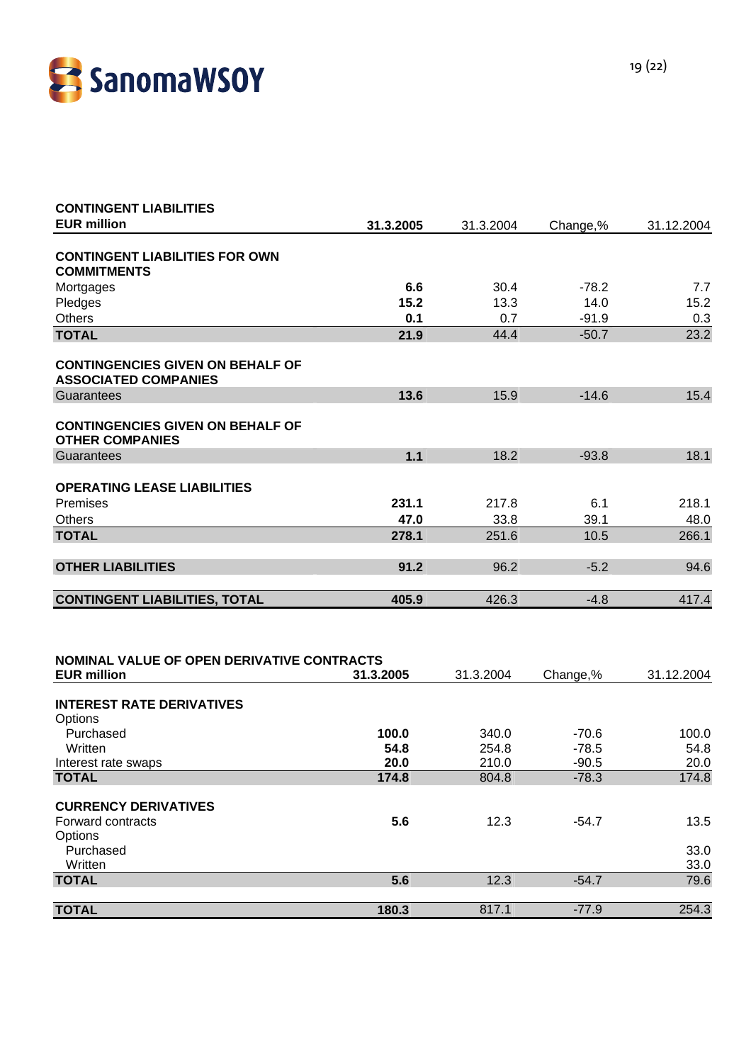## CONTINGENT LIABILITIES

| EUR million | 31.3.2005 | 31.3.2004 | Change,% | 31.12.2004 |
|---|---|---|---|---|
| **CONTINGENT LIABILITIES FOR OWN COMMITMENTS** | | | | |
| Mortgages | **6.6** | 30.4 | -78.2 | 7.7 |
| Pledges | **15.2** | 13.3 | 14.0 | 15.2 |
| Others | **0.1** | 0.7 | -91.9 | 0.3 |
| **TOTAL** | **21.9** | 44.4 | -50.7 | 23.2 |
| **CONTINGENCIES GIVEN ON BEHALF OF ASSOCIATED COMPANIES** | | | | |
| Guarantees | **13.6** | 15.9 | -14.6 | 15.4 |
| **CONTINGENCIES GIVEN ON BEHALF OF OTHER COMPANIES** | | | | |
| Guarantees | **1.1** | 18.2 | -93.8 | 18.1 |
| **OPERATING LEASE LIABILITIES** | | | | |
| Premises | **231.1** | 217.8 | 6.1 | 218.1 |
| Others | **47.0** | 33.8 | 39.1 | 48.0 |
| **TOTAL** | **278.1** | 251.6 | 10.5 | 266.1 |
| **OTHER LIABILITIES** | **91.2** | 96.2 | -5.2 | 94.6 |
| **CONTINGENT LIABILITIES, TOTAL** | **405.9** | 426.3 | -4.8 | 417.4 |

## NOMINAL VALUE OF OPEN DERIVATIVE CONTRACTS

| EUR million | 31.3.2005 | 31.3.2004 | Change,% | 31.12.2004 |
|---|---|---|---|---|
| **INTEREST RATE DERIVATIVES** | | | | |
| Options | | | | |
| Purchased | **100.0** | 340.0 | -70.6 | 100.0 |
| Written | **54.8** | 254.8 | -78.5 | 54.8 |
| Interest rate swaps | **20.0** | 210.0 | -90.5 | 20.0 |
| **TOTAL** | **174.8** | 804.8 | -78.3 | 174.8 |
| **CURRENCY DERIVATIVES** | | | | |
| Forward contracts | **5.6** | 12.3 | -54.7 | 13.5 |
| Options | | | | |
| Purchased | | | | 33.0 |
| Written | | | | 33.0 |
| **TOTAL** | **5.6** | 12.3 | -54.7 | 79.6 |
| **TOTAL** | **180.3** | 817.1 | -77.9 | 254.3 |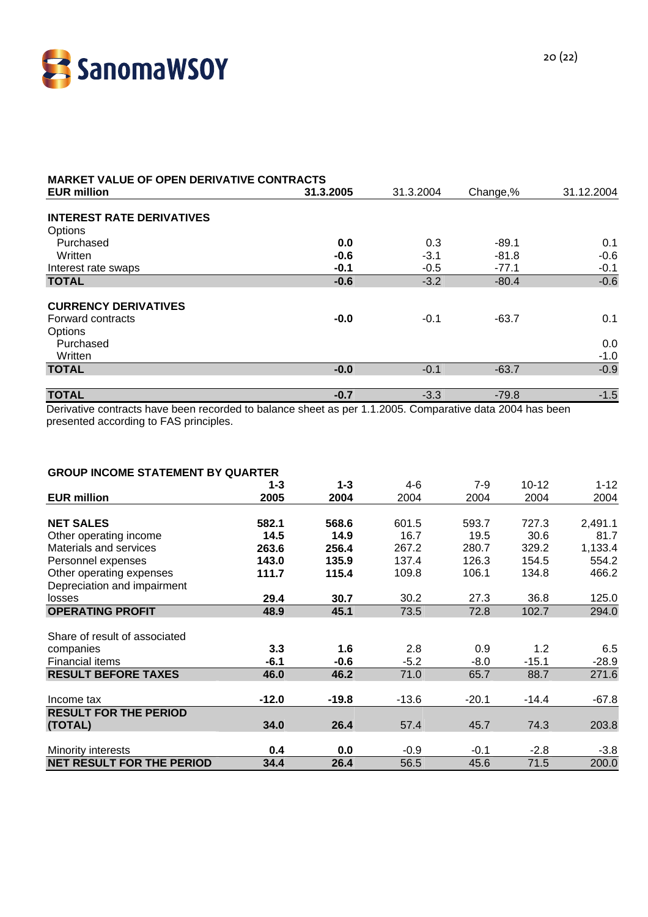## MARKET VALUE OF OPEN DERIVATIVE CONTRACTS

| EUR million | **31.3.2005** | 31.3.2004 | Change,% | 31.12.2004 |
|---|---|---|---|---|
| **INTEREST RATE DERIVATIVES** | | | | |
| Options | | | | |
| Purchased | **0.0** | 0.3 | -89.1 | 0.1 |
| Written | **-0.6** | -3.1 | -81.8 | -0.6 |
| Interest rate swaps | **-0.1** | -0.5 | -77.1 | -0.1 |
| **TOTAL** | **-0.6** | -3.2 | -80.4 | -0.6 |
| **CURRENCY DERIVATIVES** | | | | |
| Forward contracts | **-0.0** | -0.1 | -63.7 | 0.1 |
| Options | | | | |
| Purchased | | | | 0.0 |
| Written | | | | -1.0 |
| **TOTAL** | **-0.0** | -0.1 | -63.7 | -0.9 |
| **TOTAL** | **-0.7** | -3.3 | -79.8 | -1.5 |

Derivative contracts have been recorded to balance sheet as per 1.1.2005. Comparative data 2004 has been presented according to FAS principles.

## GROUP INCOME STATEMENT BY QUARTER

| EUR million | **1-3 2005** | **1-3 2004** | 4-6 2004 | 7-9 2004 | 10-12 2004 | 1-12 2004 |
|---|---|---|---|---|---|---|
| **NET SALES** | **582.1** | **568.6** | 601.5 | 593.7 | 727.3 | 2,491.1 |
| Other operating income | **14.5** | **14.9** | 16.7 | 19.5 | 30.6 | 81.7 |
| Materials and services | **263.6** | **256.4** | 267.2 | 280.7 | 329.2 | 1,133.4 |
| Personnel expenses | **143.0** | **135.9** | 137.4 | 126.3 | 154.5 | 554.2 |
| Other operating expenses | **111.7** | **115.4** | 109.8 | 106.1 | 134.8 | 466.2 |
| Depreciation and impairment losses | **29.4** | **30.7** | 30.2 | 27.3 | 36.8 | 125.0 |
| **OPERATING PROFIT** | **48.9** | **45.1** | 73.5 | 72.8 | 102.7 | 294.0 |
| Share of result of associated companies | **3.3** | **1.6** | 2.8 | 0.9 | 1.2 | 6.5 |
| Financial items | **-6.1** | **-0.6** | -5.2 | -8.0 | -15.1 | -28.9 |
| **RESULT BEFORE TAXES** | **46.0** | **46.2** | 71.0 | 65.7 | 88.7 | 271.6 |
| Income tax | **-12.0** | **-19.8** | -13.6 | -20.1 | -14.4 | -67.8 |
| **RESULT FOR THE PERIOD (TOTAL)** | **34.0** | **26.4** | 57.4 | 45.7 | 74.3 | 203.8 |
| Minority interests | **0.4** | **0.0** | -0.9 | -0.1 | -2.8 | -3.8 |
| **NET RESULT FOR THE PERIOD** | **34.4** | **26.4** | 56.5 | 45.6 | 71.5 | 200.0 |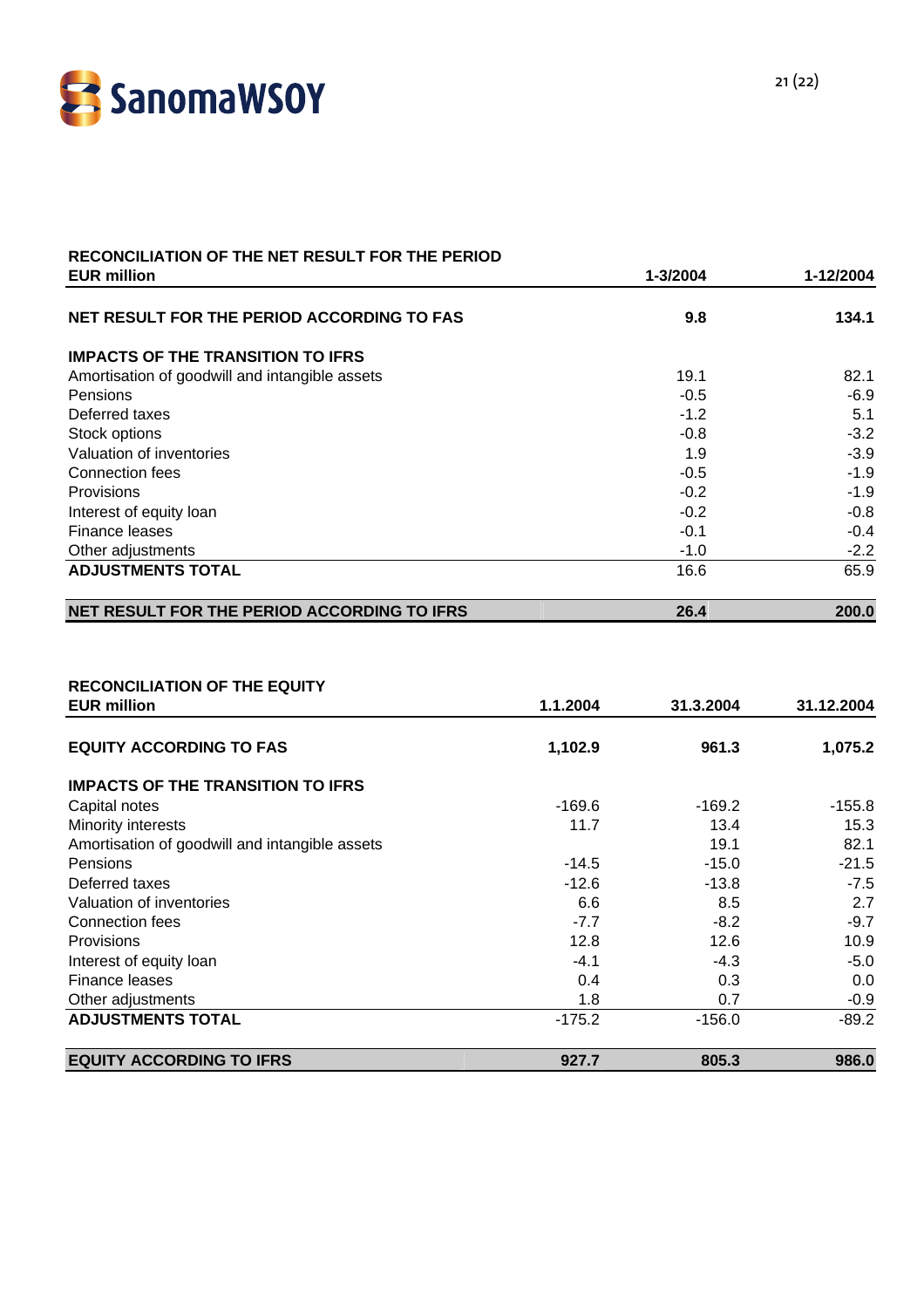## RECONCILIATION OF THE NET RESULT FOR THE PERIOD

| EUR million | 1-3/2004 | 1-12/2004 |
|---|---|---|
| **NET RESULT FOR THE PERIOD ACCORDING TO FAS** | **9.8** | **134.1** |
| **IMPACTS OF THE TRANSITION TO IFRS** | | |
| Amortisation of goodwill and intangible assets | 19.1 | 82.1 |
| Pensions | -0.5 | -6.9 |
| Deferred taxes | -1.2 | 5.1 |
| Stock options | -0.8 | -3.2 |
| Valuation of inventories | 1.9 | -3.9 |
| Connection fees | -0.5 | -1.9 |
| Provisions | -0.2 | -1.9 |
| Interest of equity loan | -0.2 | -0.8 |
| Finance leases | -0.1 | -0.4 |
| Other adjustments | -1.0 | -2.2 |
| **ADJUSTMENTS TOTAL** | 16.6 | 65.9 |
| **NET RESULT FOR THE PERIOD ACCORDING TO IFRS** | **26.4** | **200.0** |

## RECONCILIATION OF THE EQUITY

| EUR million | 1.1.2004 | 31.3.2004 | 31.12.2004 |
|---|---|---|---|
| **EQUITY ACCORDING TO FAS** | **1,102.9** | **961.3** | **1,075.2** |
| **IMPACTS OF THE TRANSITION TO IFRS** | | | |
| Capital notes | -169.6 | -169.2 | -155.8 |
| Minority interests | 11.7 | 13.4 | 15.3 |
| Amortisation of goodwill and intangible assets | | 19.1 | 82.1 |
| Pensions | -14.5 | -15.0 | -21.5 |
| Deferred taxes | -12.6 | -13.8 | -7.5 |
| Valuation of inventories | 6.6 | 8.5 | 2.7 |
| Connection fees | -7.7 | -8.2 | -9.7 |
| Provisions | 12.8 | 12.6 | 10.9 |
| Interest of equity loan | -4.1 | -4.3 | -5.0 |
| Finance leases | 0.4 | 0.3 | 0.0 |
| Other adjustments | 1.8 | 0.7 | -0.9 |
| **ADJUSTMENTS TOTAL** | -175.2 | -156.0 | -89.2 |
| **EQUITY ACCORDING TO IFRS** | **927.7** | **805.3** | **986.0** |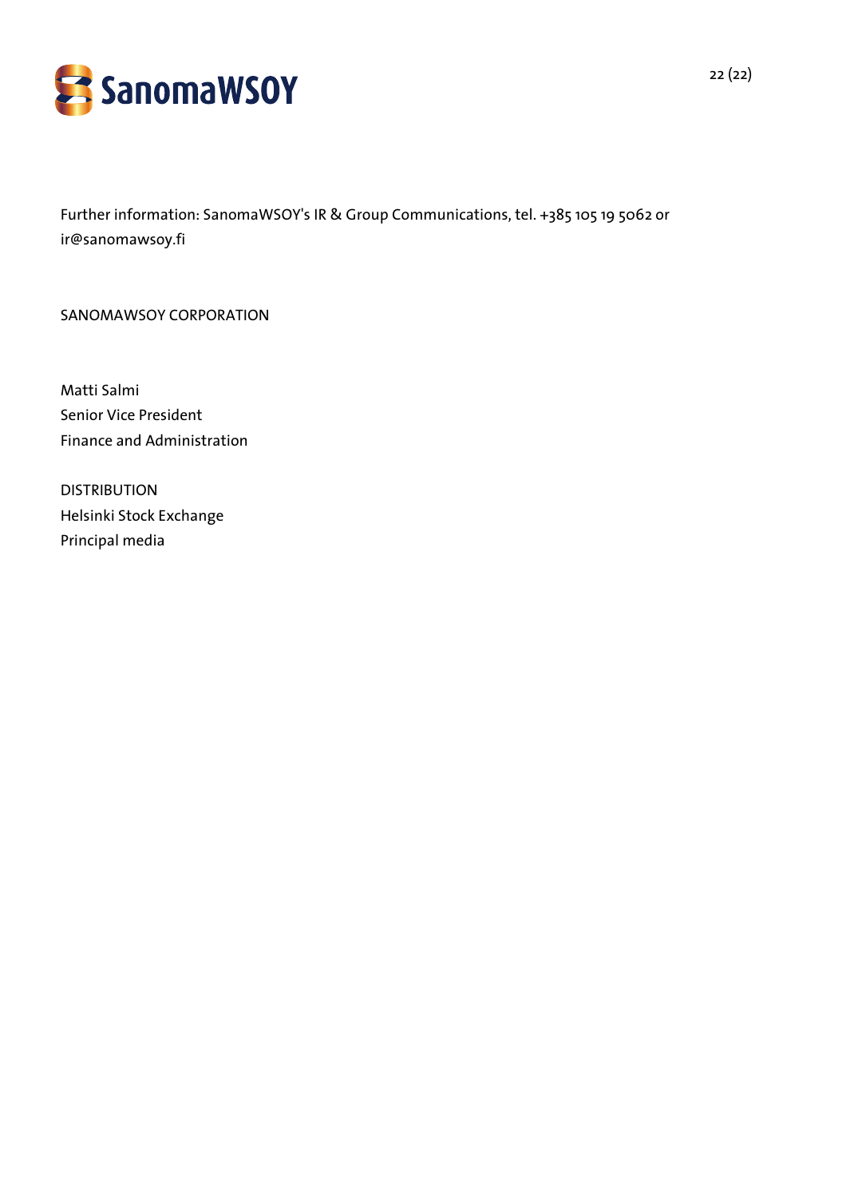Further information: SanomaWSOY's IR & Group Communications, tel. +385 105 19 5062 or ir@sanomawsoy.fi

SANOMAWSOY CORPORATION

Matti Salmi
Senior Vice President
Finance and Administration

DISTRIBUTION
Helsinki Stock Exchange
Principal media